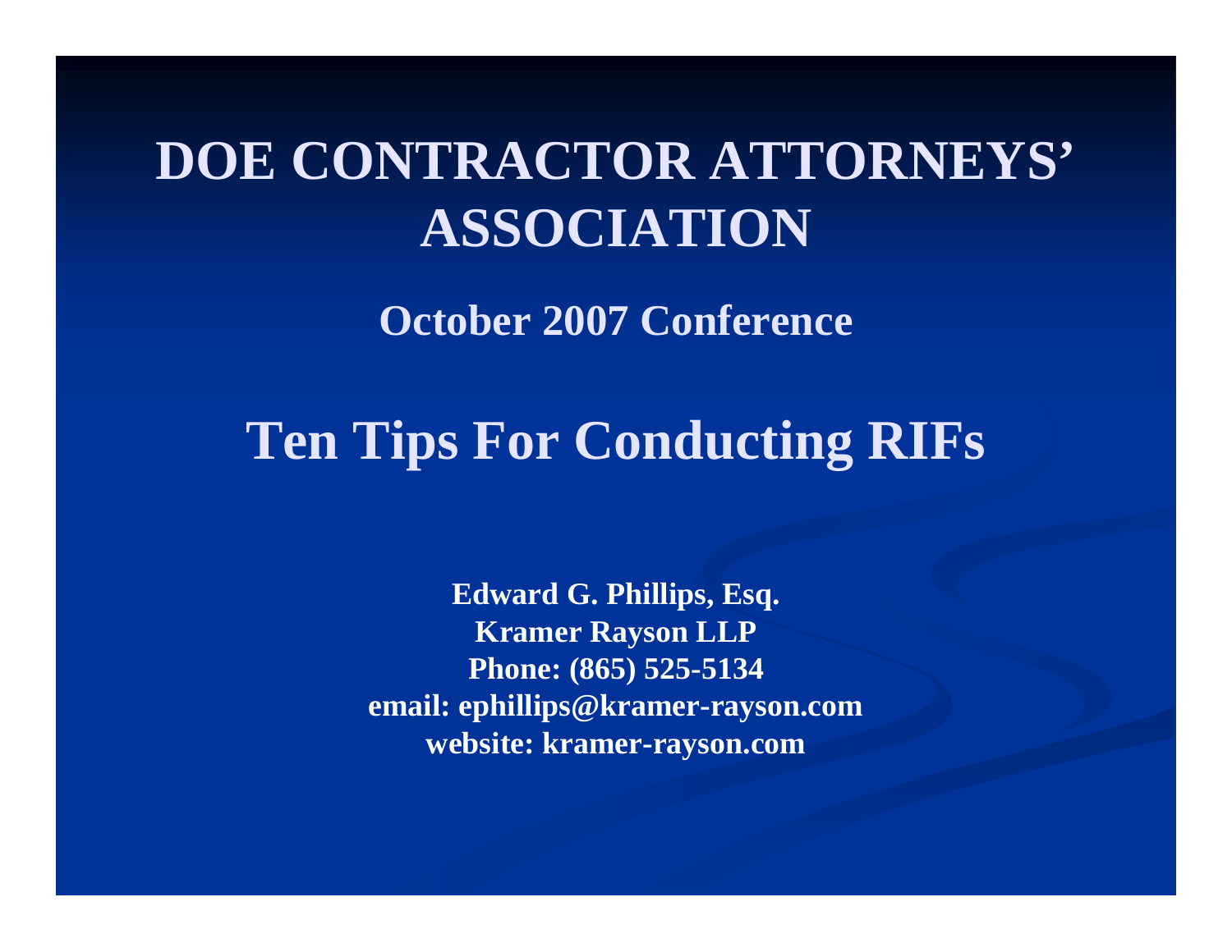# DOE CONTRACTOR ATTORNEYS' ASSOCIATION

### October 2007 Conference

## Ten Tips For Conducting RIFs

**Edward G. Phillips, Esq.**
**Kramer Rayson LLP**
**Phone: (865) 525-5134**
**email: ephillips@kramer-rayson.com**
**website: kramer-rayson.com**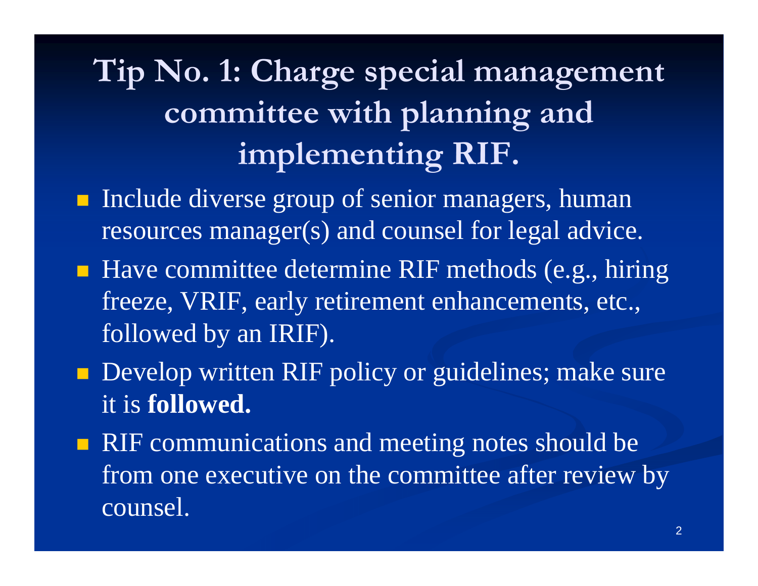# Tip No. 1: Charge special management committee with planning and implementing RIF.

- Include diverse group of senior managers, human resources manager(s) and counsel for legal advice.
- Have committee determine RIF methods (e.g., hiring freeze, VRIF, early retirement enhancements, etc., followed by an IRIF).
- Develop written RIF policy or guidelines; make sure it is **followed.**
- RIF communications and meeting notes should be from one executive on the committee after review by counsel.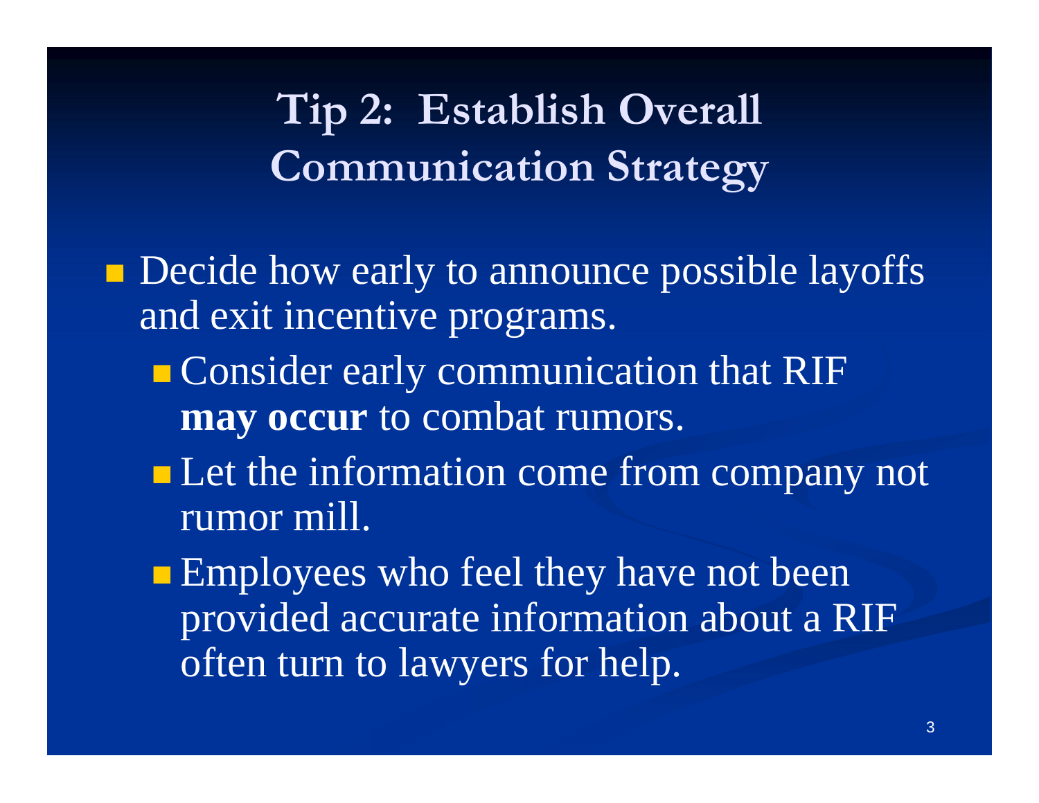# Tip 2: Establish Overall Communication Strategy

- Decide how early to announce possible layoffs and exit incentive programs.
  - Consider early communication that RIF **may occur** to combat rumors.
  - Let the information come from company not rumor mill.
  - Employees who feel they have not been provided accurate information about a RIF often turn to lawyers for help.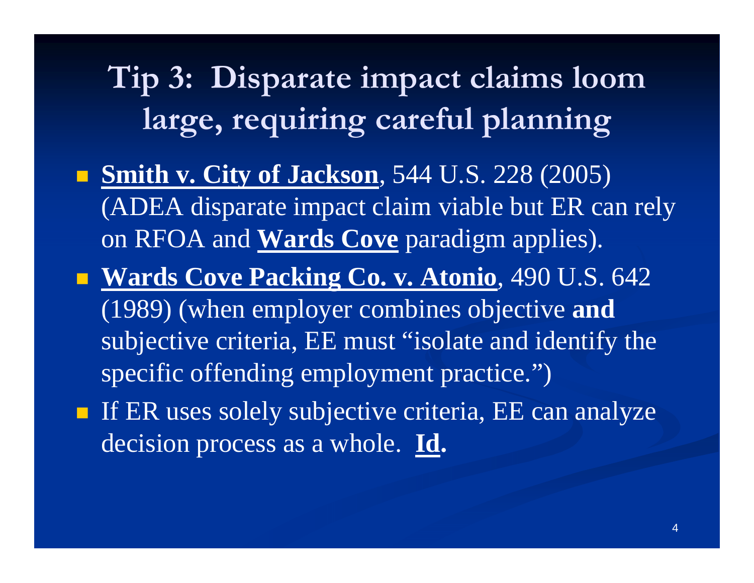# Tip 3: Disparate impact claims loom large, requiring careful planning

- **Smith v. City of Jackson**, 544 U.S. 228 (2005) (ADEA disparate impact claim viable but ER can rely on RFOA and **Wards Cove** paradigm applies).
- **Wards Cove Packing Co. v. Atonio**, 490 U.S. 642 (1989) (when employer combines objective **and** subjective criteria, EE must "isolate and identify the specific offending employment practice.")
- If ER uses solely subjective criteria, EE can analyze decision process as a whole. **Id.**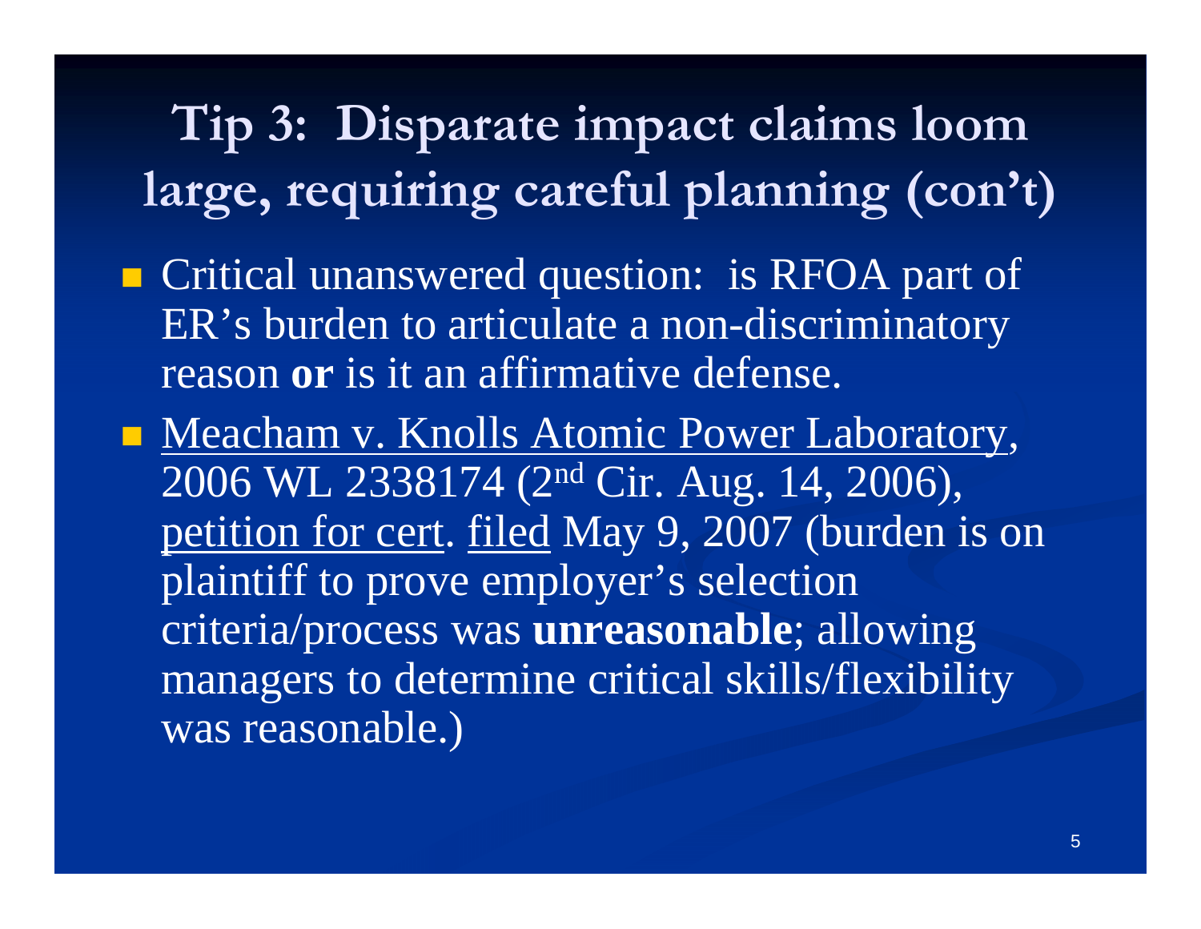# Tip 3: Disparate impact claims loom large, requiring careful planning (con't)

- Critical unanswered question: is RFOA part of ER's burden to articulate a non-discriminatory reason **or** is it an affirmative defense.
- Meacham v. Knolls Atomic Power Laboratory, 2006 WL 2338174 (2nd Cir. Aug. 14, 2006), petition for cert. filed May 9, 2007 (burden is on plaintiff to prove employer's selection criteria/process was **unreasonable**; allowing managers to determine critical skills/flexibility was reasonable.)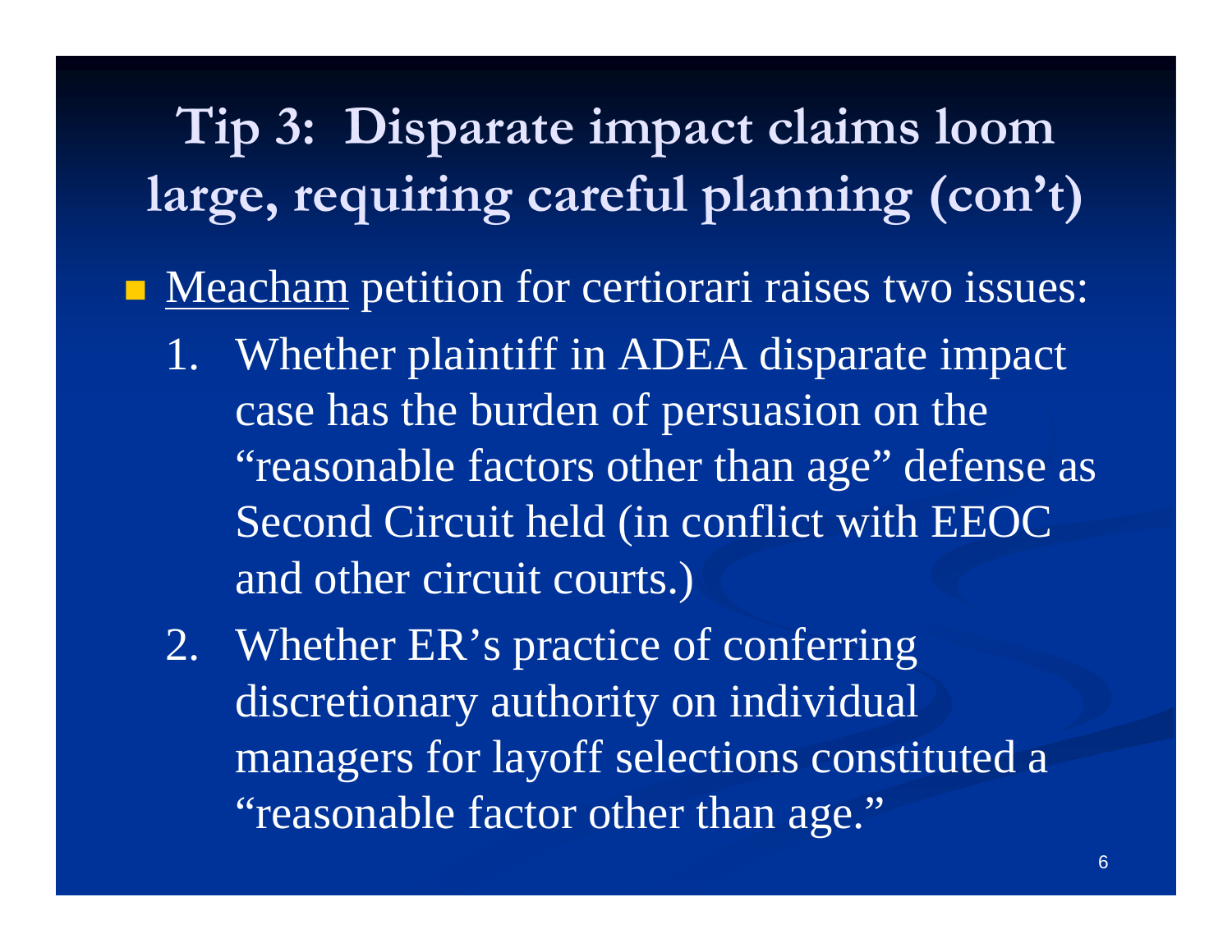# Tip 3: Disparate impact claims loom large, requiring careful planning (con't)

- Meacham petition for certiorari raises two issues:
  1. Whether plaintiff in ADEA disparate impact case has the burden of persuasion on the "reasonable factors other than age" defense as Second Circuit held (in conflict with EEOC and other circuit courts.)
  2. Whether ER's practice of conferring discretionary authority on individual managers for layoff selections constituted a "reasonable factor other than age."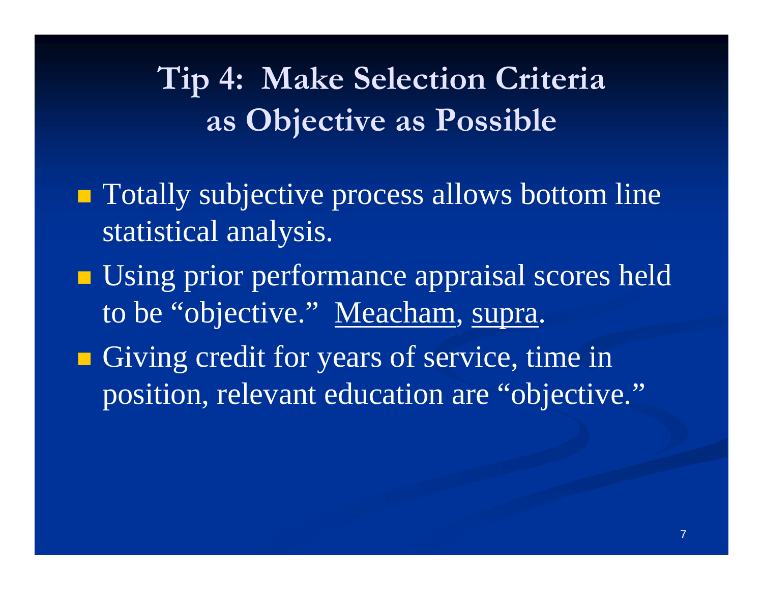# Tip 4: Make Selection Criteria as Objective as Possible

- Totally subjective process allows bottom line statistical analysis.
- Using prior performance appraisal scores held to be "objective." Meacham, supra.
- Giving credit for years of service, time in position, relevant education are "objective."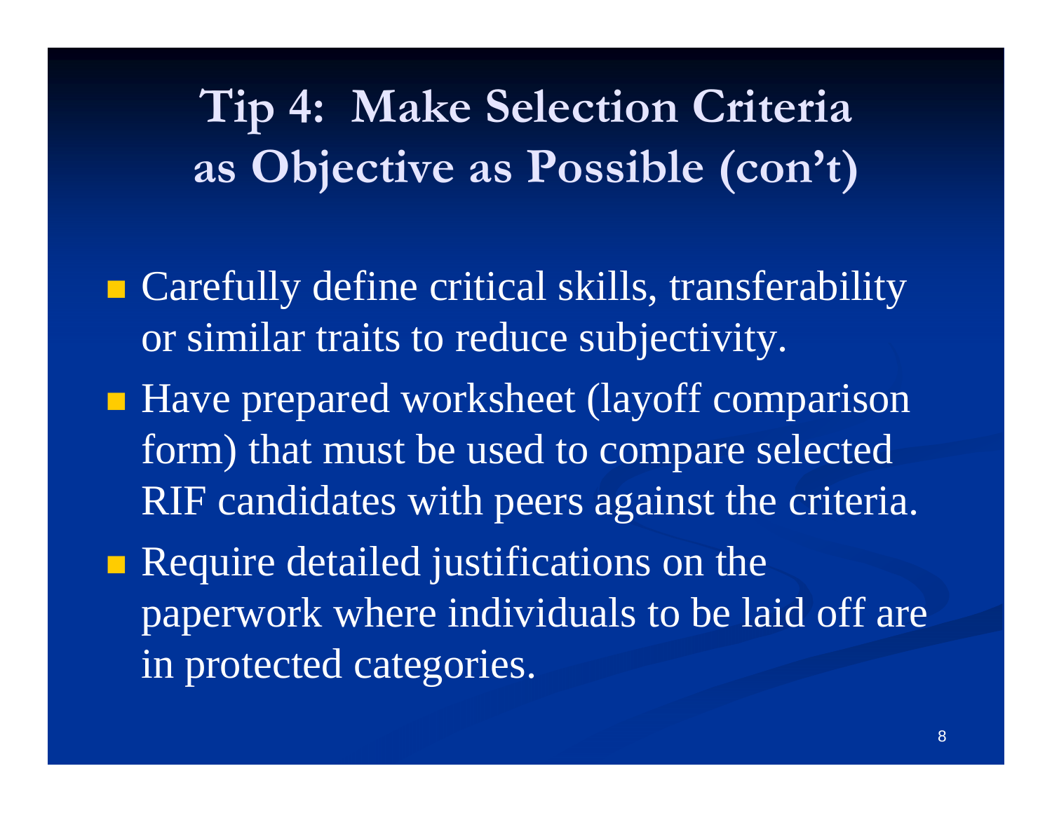# Tip 4: Make Selection Criteria as Objective as Possible (con't)

- Carefully define critical skills, transferability or similar traits to reduce subjectivity.
- Have prepared worksheet (layoff comparison form) that must be used to compare selected RIF candidates with peers against the criteria.
- Require detailed justifications on the paperwork where individuals to be laid off are in protected categories.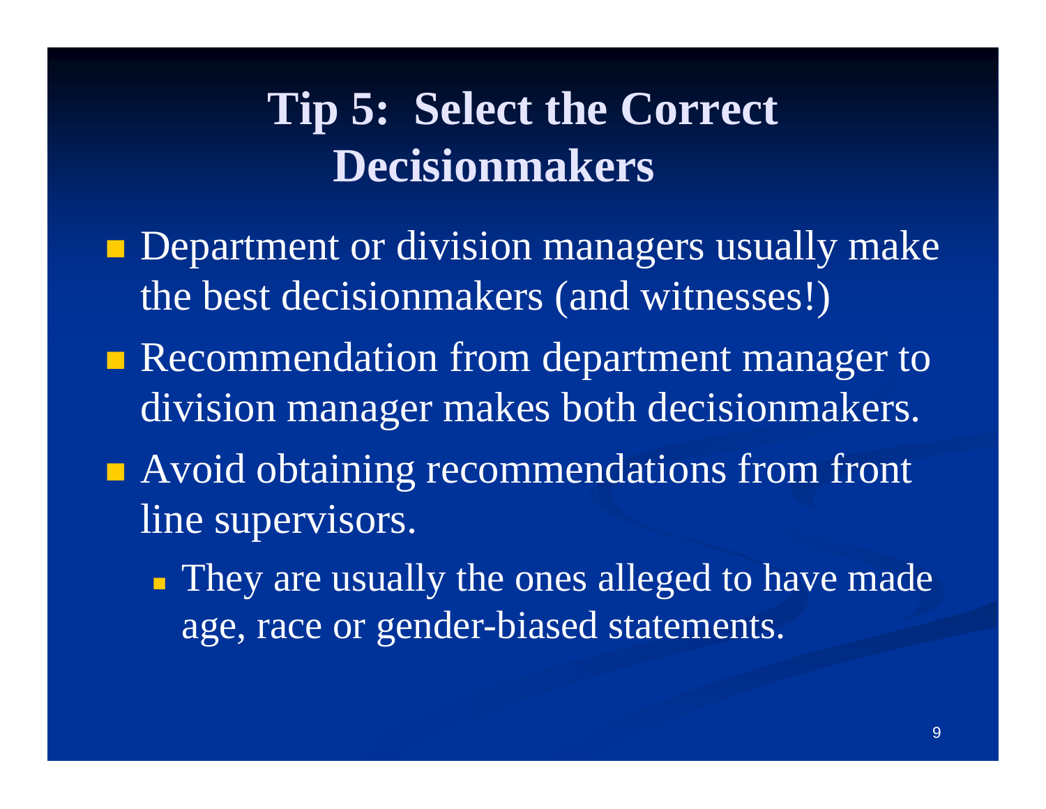# Tip 5: Select the Correct Decisionmakers

- Department or division managers usually make the best decisionmakers (and witnesses!)
- Recommendation from department manager to division manager makes both decisionmakers.
- Avoid obtaining recommendations from front line supervisors.
  - They are usually the ones alleged to have made age, race or gender-biased statements.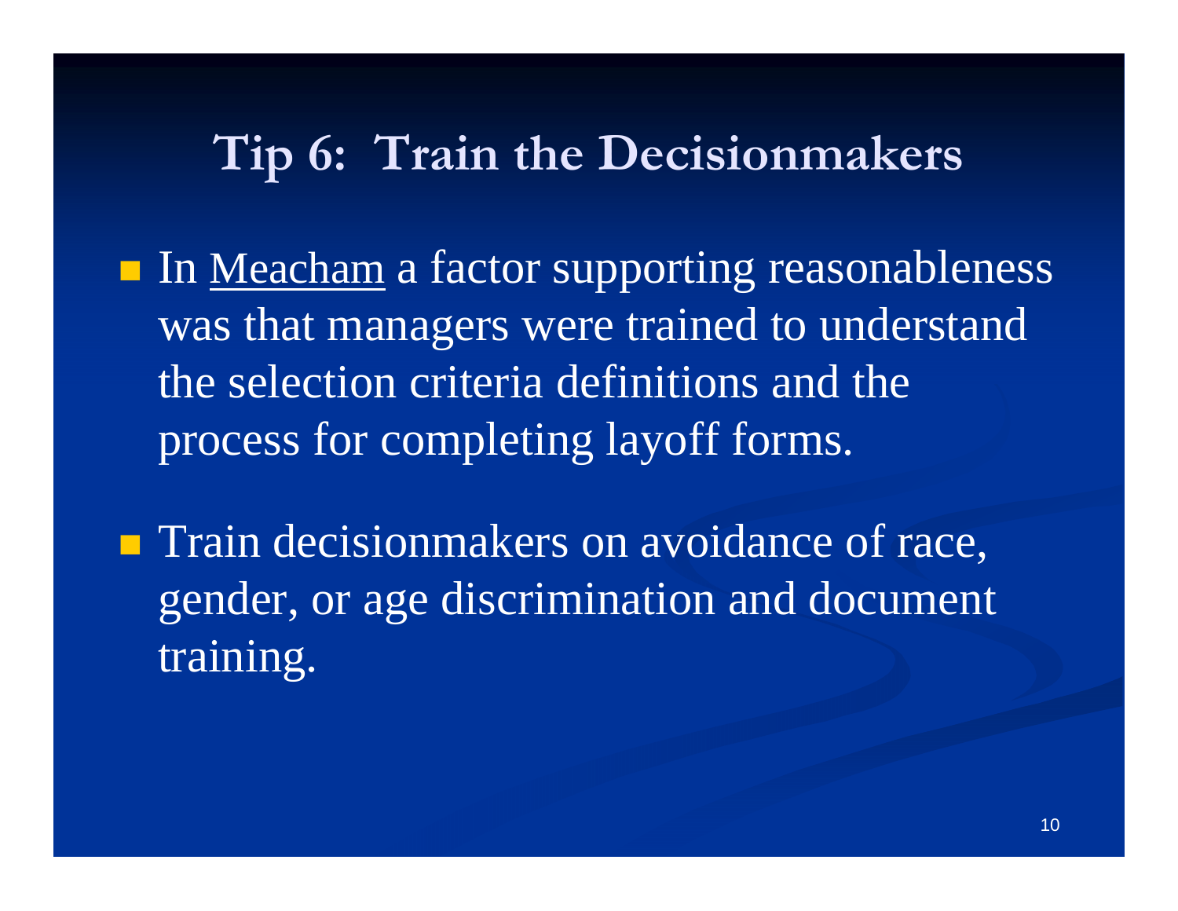# Tip 6: Train the Decisionmakers

- In Meacham a factor supporting reasonableness was that managers were trained to understand the selection criteria definitions and the process for completing layoff forms.
- Train decisionmakers on avoidance of race, gender, or age discrimination and document training.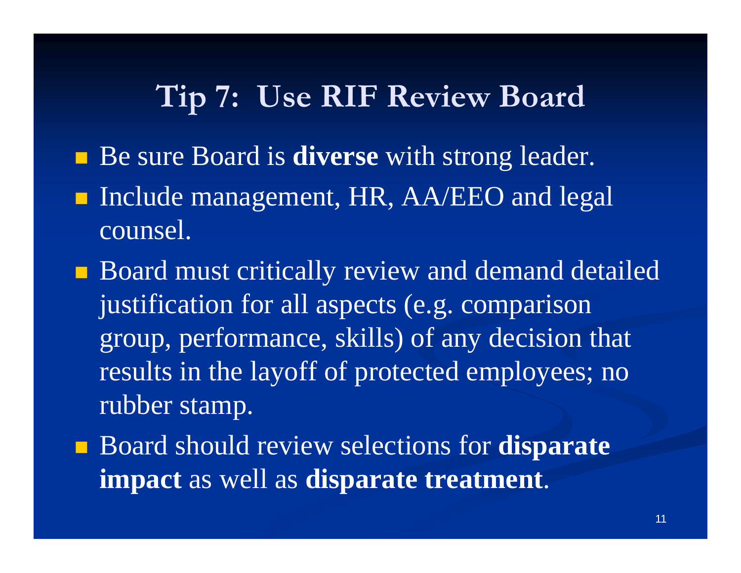# Tip 7: Use RIF Review Board

- Be sure Board is **diverse** with strong leader.
- Include management, HR, AA/EEO and legal counsel.
- Board must critically review and demand detailed justification for all aspects (e.g. comparison group, performance, skills) of any decision that results in the layoff of protected employees; no rubber stamp.
- Board should review selections for **disparate impact** as well as **disparate treatment**.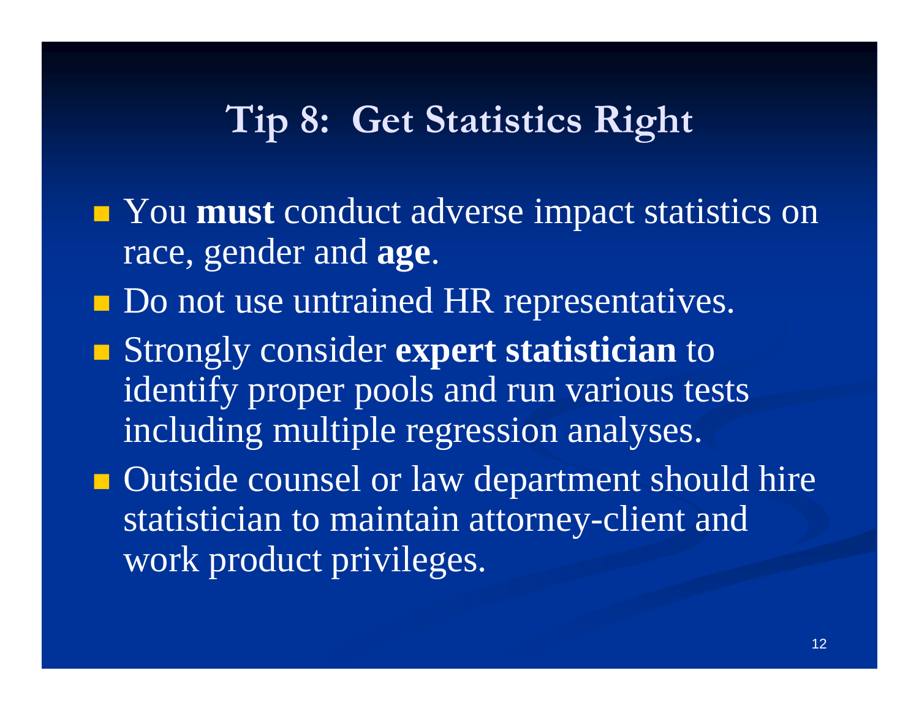# Tip 8: Get Statistics Right

- You **must** conduct adverse impact statistics on race, gender and **age**.
- Do not use untrained HR representatives.
- Strongly consider **expert statistician** to identify proper pools and run various tests including multiple regression analyses.
- Outside counsel or law department should hire statistician to maintain attorney-client and work product privileges.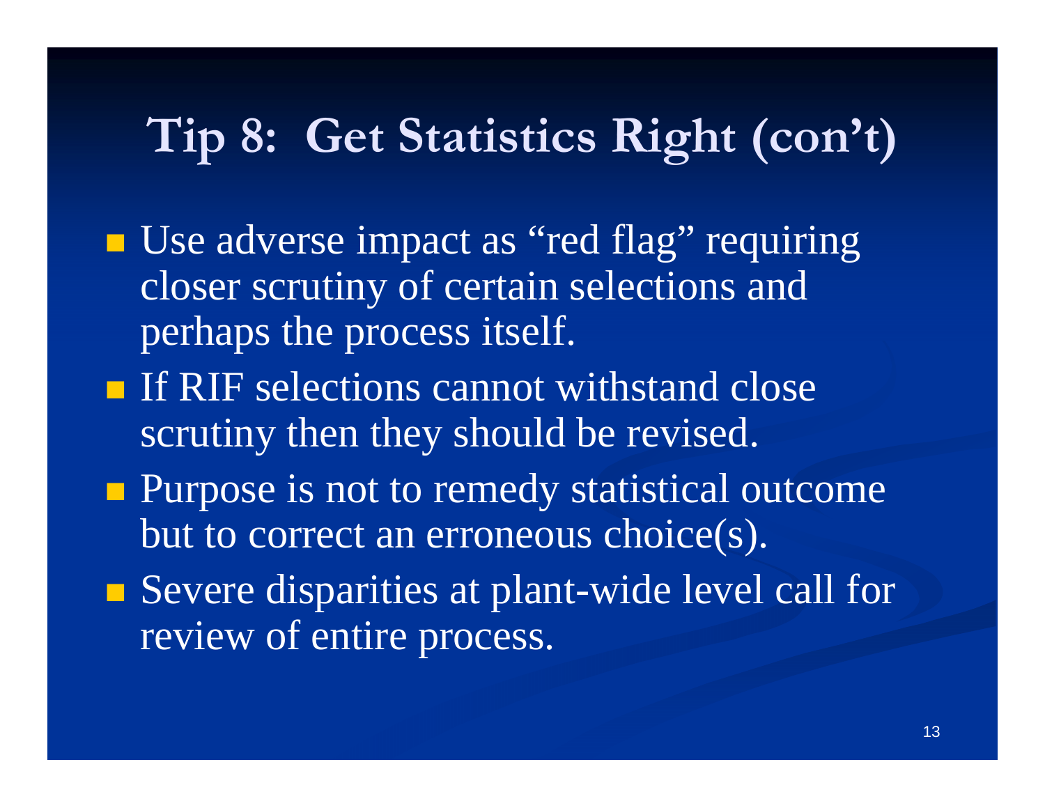# Tip 8: Get Statistics Right (con't)

- Use adverse impact as "red flag" requiring closer scrutiny of certain selections and perhaps the process itself.
- If RIF selections cannot withstand close scrutiny then they should be revised.
- Purpose is not to remedy statistical outcome but to correct an erroneous choice(s).
- Severe disparities at plant-wide level call for review of entire process.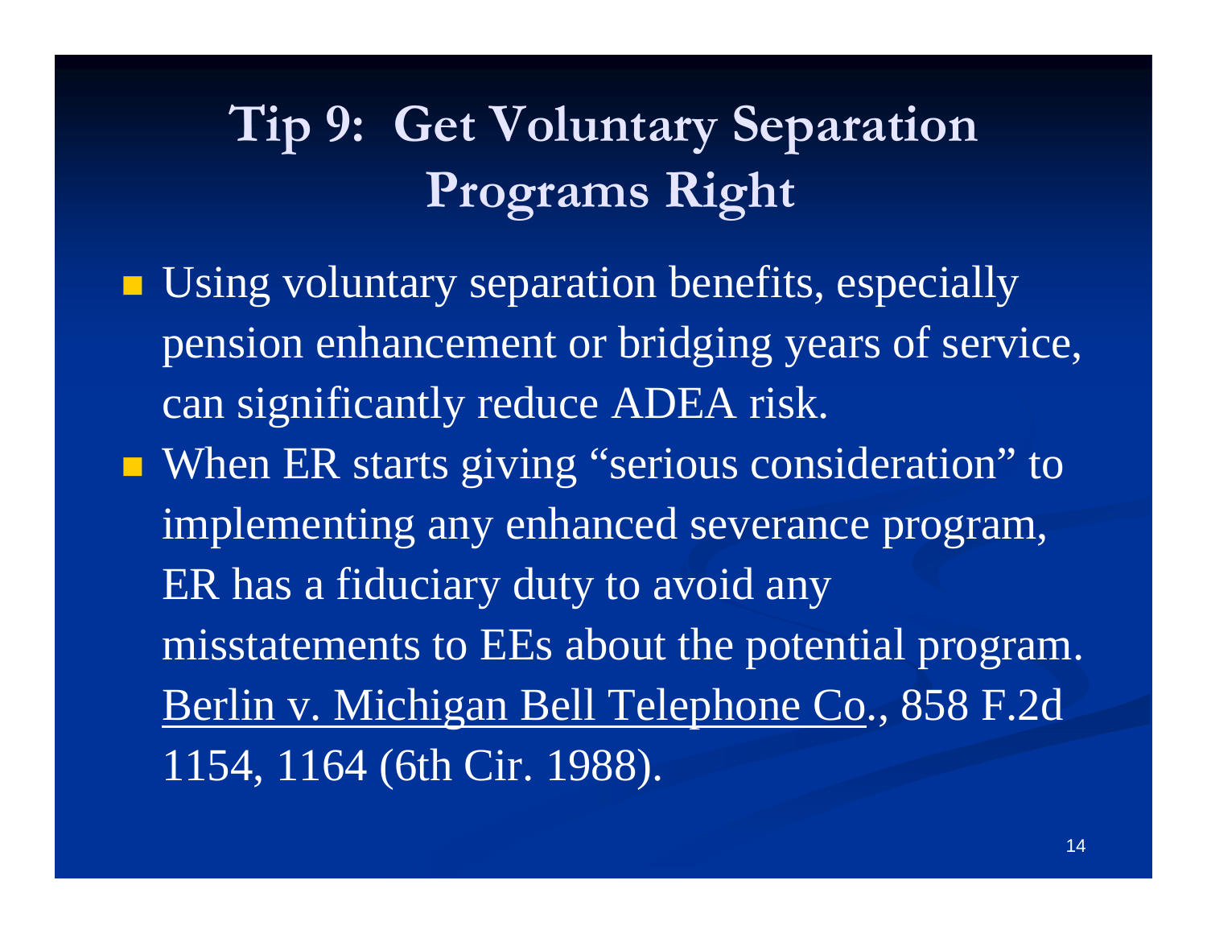# Tip 9: Get Voluntary Separation Programs Right

- Using voluntary separation benefits, especially pension enhancement or bridging years of service, can significantly reduce ADEA risk.
- When ER starts giving "serious consideration" to implementing any enhanced severance program, ER has a fiduciary duty to avoid any misstatements to EEs about the potential program. Berlin v. Michigan Bell Telephone Co., 858 F.2d 1154, 1164 (6th Cir. 1988).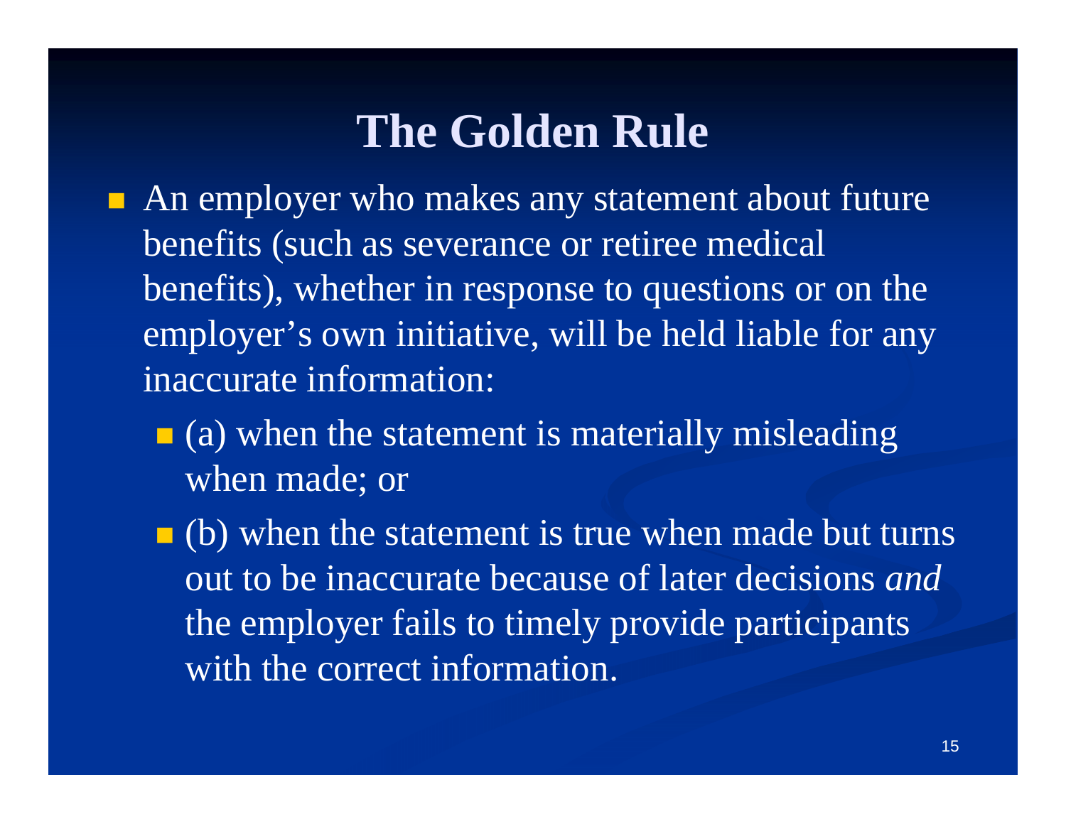# The Golden Rule

- An employer who makes any statement about future benefits (such as severance or retiree medical benefits), whether in response to questions or on the employer's own initiative, will be held liable for any inaccurate information:
  - (a) when the statement is materially misleading when made; or
  - (b) when the statement is true when made but turns out to be inaccurate because of later decisions *and* the employer fails to timely provide participants with the correct information.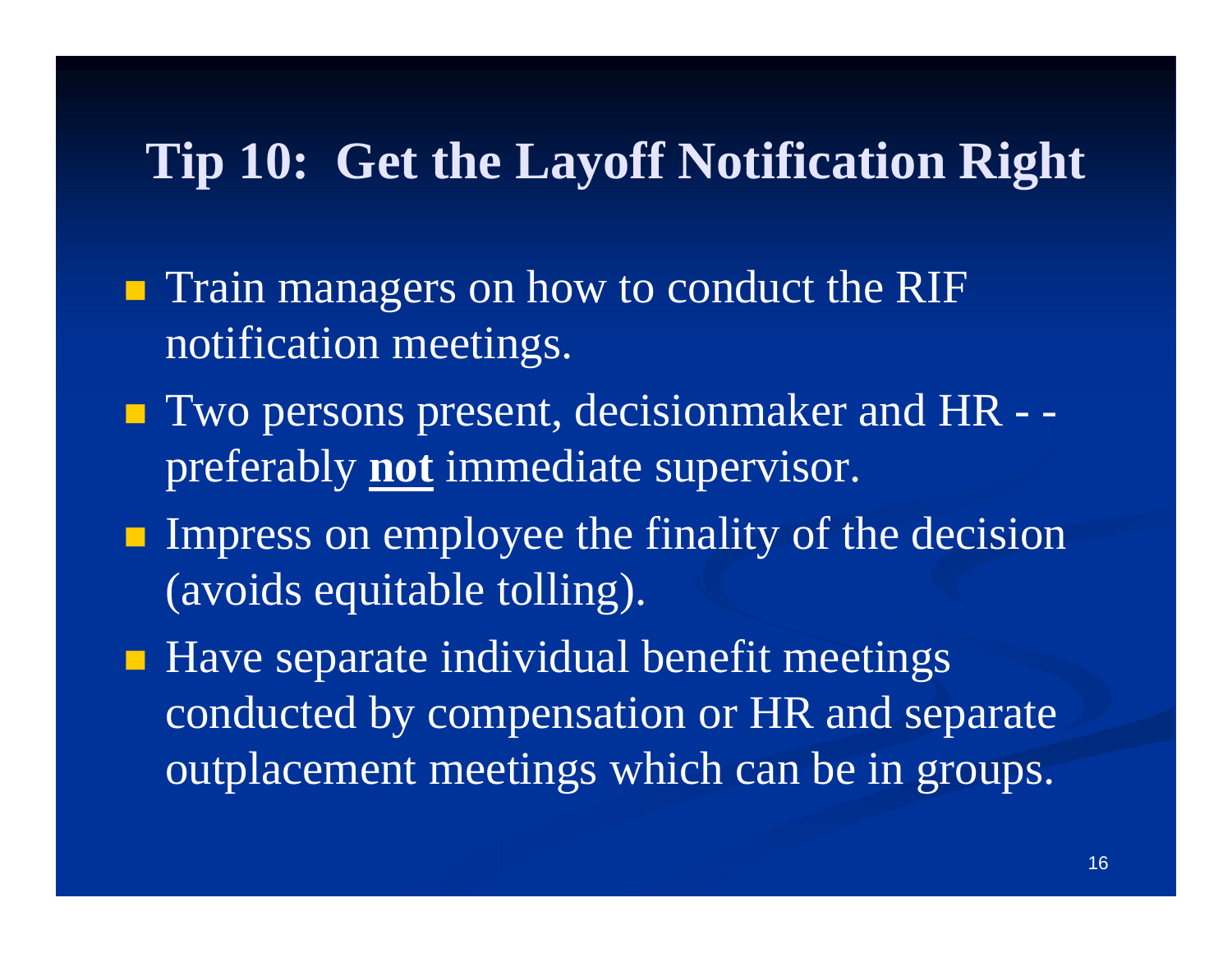# Tip 10: Get the Layoff Notification Right

- Train managers on how to conduct the RIF notification meetings.
- Two persons present, decisionmaker and HR - - preferably **<u>not</u>** immediate supervisor.
- Impress on employee the finality of the decision (avoids equitable tolling).
- Have separate individual benefit meetings conducted by compensation or HR and separate outplacement meetings which can be in groups.